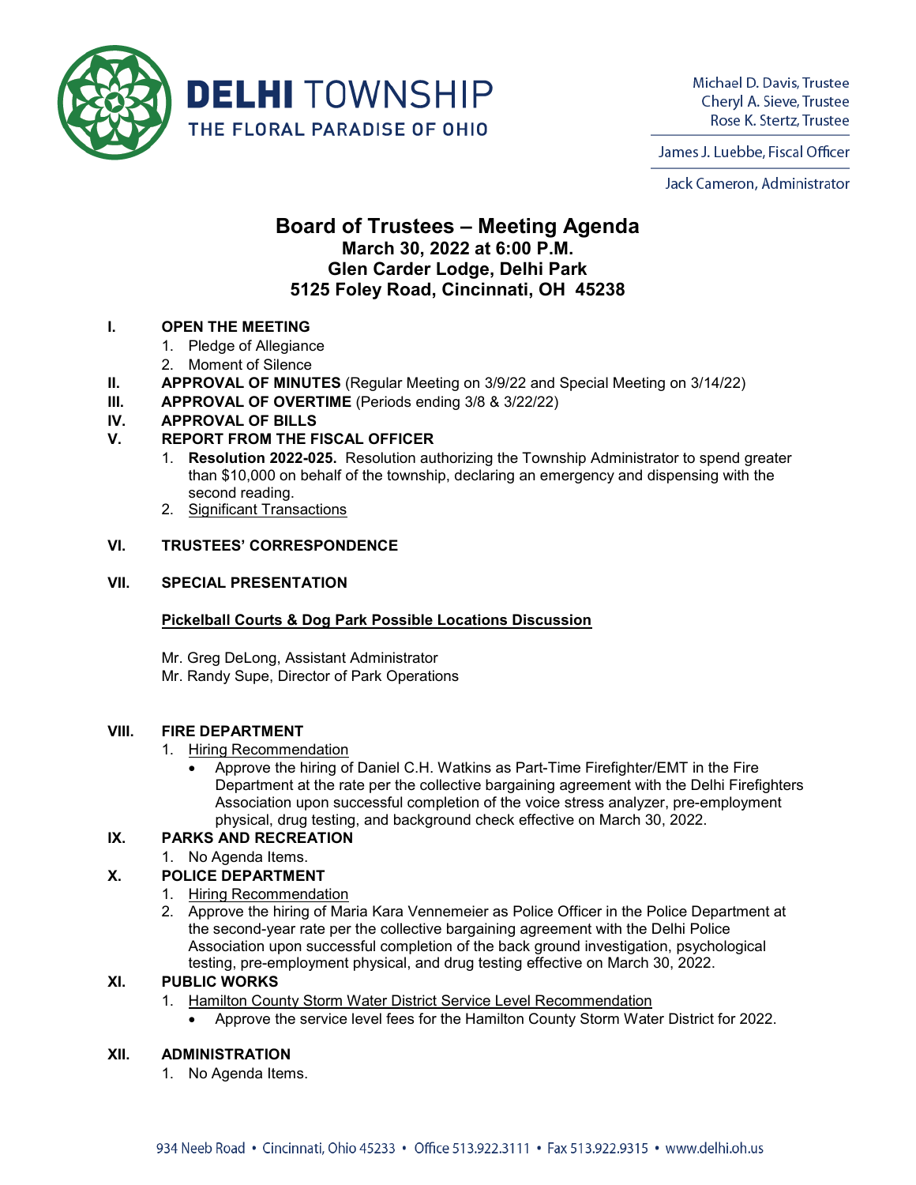**DELHI** TOWNSHIP
THE FLORAL PARADISE OF OHIO

Michael D. Davis, Trustee
Cheryl A. Sieve, Trustee
Rose K. Stertz, Trustee

James J. Luebbe, Fiscal Officer

Jack Cameron, Administrator

# Board of Trustees – Meeting Agenda

## March 30, 2022 at 6:00 P.M.
## Glen Carder Lodge, Delhi Park
## 5125 Foley Road, Cincinnati, OH 45238

**I. OPEN THE MEETING**

1. Pledge of Allegiance
2. Moment of Silence

**II. APPROVAL OF MINUTES** (Regular Meeting on 3/9/22 and Special Meeting on 3/14/22)

**III. APPROVAL OF OVERTIME** (Periods ending 3/8 & 3/22/22)

**IV. APPROVAL OF BILLS**

**V. REPORT FROM THE FISCAL OFFICER**

1. **Resolution 2022-025.** Resolution authorizing the Township Administrator to spend greater than $10,000 on behalf of the township, declaring an emergency and dispensing with the second reading.
2. Significant Transactions

**VI. TRUSTEES' CORRESPONDENCE**

**VII. SPECIAL PRESENTATION**

**Pickelball Courts & Dog Park Possible Locations Discussion**

Mr. Greg DeLong, Assistant Administrator
Mr. Randy Supe, Director of Park Operations

**VIII. FIRE DEPARTMENT**

1. Hiring Recommendation
   - Approve the hiring of Daniel C.H. Watkins as Part-Time Firefighter/EMT in the Fire Department at the rate per the collective bargaining agreement with the Delhi Firefighters Association upon successful completion of the voice stress analyzer, pre-employment physical, drug testing, and background check effective on March 30, 2022.

**IX. PARKS AND RECREATION**

1. No Agenda Items.

**X. POLICE DEPARTMENT**

1. Hiring Recommendation
2. Approve the hiring of Maria Kara Vennemeier as Police Officer in the Police Department at the second-year rate per the collective bargaining agreement with the Delhi Police Association upon successful completion of the back ground investigation, psychological testing, pre-employment physical, and drug testing effective on March 30, 2022.

**XI. PUBLIC WORKS**

1. Hamilton County Storm Water District Service Level Recommendation
   - Approve the service level fees for the Hamilton County Storm Water District for 2022.

**XII. ADMINISTRATION**

1. No Agenda Items.

934 Neeb Road • Cincinnati, Ohio 45233 • Office 513.922.3111 • Fax 513.922.9315 • www.delhi.oh.us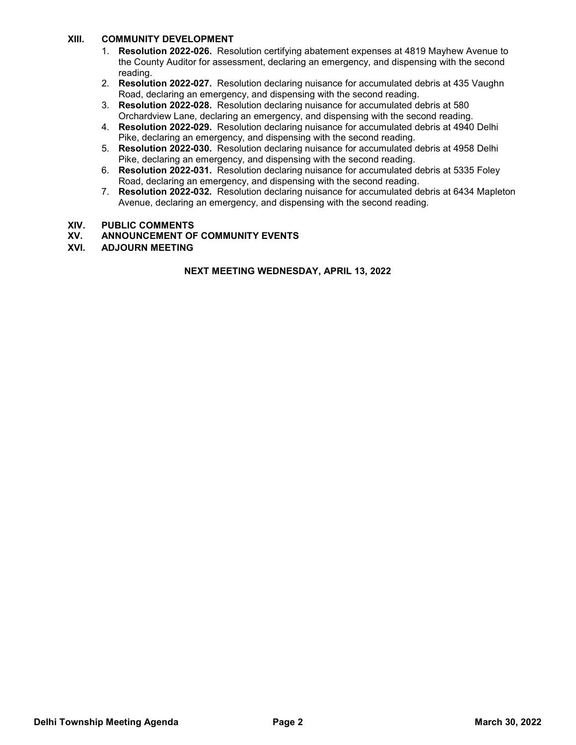## XIII. COMMUNITY DEVELOPMENT

1. **Resolution 2022-026.** Resolution certifying abatement expenses at 4819 Mayhew Avenue to the County Auditor for assessment, declaring an emergency, and dispensing with the second reading.
2. **Resolution 2022-027.** Resolution declaring nuisance for accumulated debris at 435 Vaughn Road, declaring an emergency, and dispensing with the second reading.
3. **Resolution 2022-028.** Resolution declaring nuisance for accumulated debris at 580 Orchardview Lane, declaring an emergency, and dispensing with the second reading.
4. **Resolution 2022-029.** Resolution declaring nuisance for accumulated debris at 4940 Delhi Pike, declaring an emergency, and dispensing with the second reading.
5. **Resolution 2022-030.** Resolution declaring nuisance for accumulated debris at 4958 Delhi Pike, declaring an emergency, and dispensing with the second reading.
6. **Resolution 2022-031.** Resolution declaring nuisance for accumulated debris at 5335 Foley Road, declaring an emergency, and dispensing with the second reading.
7. **Resolution 2022-032.** Resolution declaring nuisance for accumulated debris at 6434 Mapleton Avenue, declaring an emergency, and dispensing with the second reading.

## XIV. PUBLIC COMMENTS

## XV. ANNOUNCEMENT OF COMMUNITY EVENTS

## XVI. ADJOURN MEETING

**NEXT MEETING WEDNESDAY, APRIL 13, 2022**